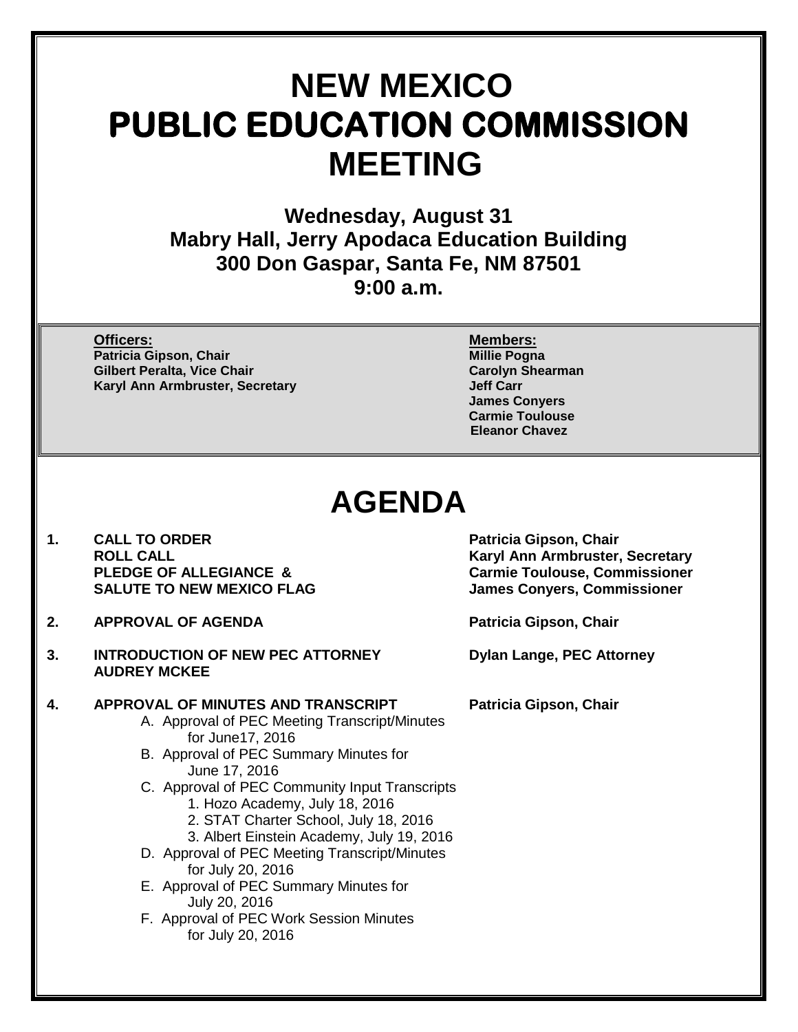# NEW MEXICO
# PUBLIC EDUCATION COMMISSION
# MEETING

**Wednesday, August 31**
**Mabry Hall, Jerry Apodaca Education Building**
**300 Don Gaspar, Santa Fe, NM 87501**
**9:00 a.m.**

**Officers:**
**Patricia Gipson, Chair**
**Gilbert Peralta, Vice Chair**
**Karyl Ann Armbruster, Secretary**

**Members:**
**Millie Pogna**
**Carolyn Shearman**
**Jeff Carr**
**James Conyers**
**Carmie Toulouse**
**Eleanor Chavez**

# AGENDA

1. **CALL TO ORDER** — **Patricia Gipson, Chair**
   **ROLL CALL** — **Karyl Ann Armbruster, Secretary**
   **PLEDGE OF ALLEGIANCE &** — **Carmie Toulouse, Commissioner**
   **SALUTE TO NEW MEXICO FLAG** — **James Conyers, Commissioner**

2. **APPROVAL OF AGENDA** — **Patricia Gipson, Chair**

3. **INTRODUCTION OF NEW PEC ATTORNEY AUDREY MCKEE** — **Dylan Lange, PEC Attorney**

4. **APPROVAL OF MINUTES AND TRANSCRIPT** — **Patricia Gipson, Chair**
   - A. Approval of PEC Meeting Transcript/Minutes for June17, 2016
   - B. Approval of PEC Summary Minutes for June 17, 2016
   - C. Approval of PEC Community Input Transcripts
     1. Hozo Academy, July 18, 2016
     2. STAT Charter School, July 18, 2016
     3. Albert Einstein Academy, July 19, 2016
   - D. Approval of PEC Meeting Transcript/Minutes for July 20, 2016
   - E. Approval of PEC Summary Minutes for July 20, 2016
   - F. Approval of PEC Work Session Minutes for July 20, 2016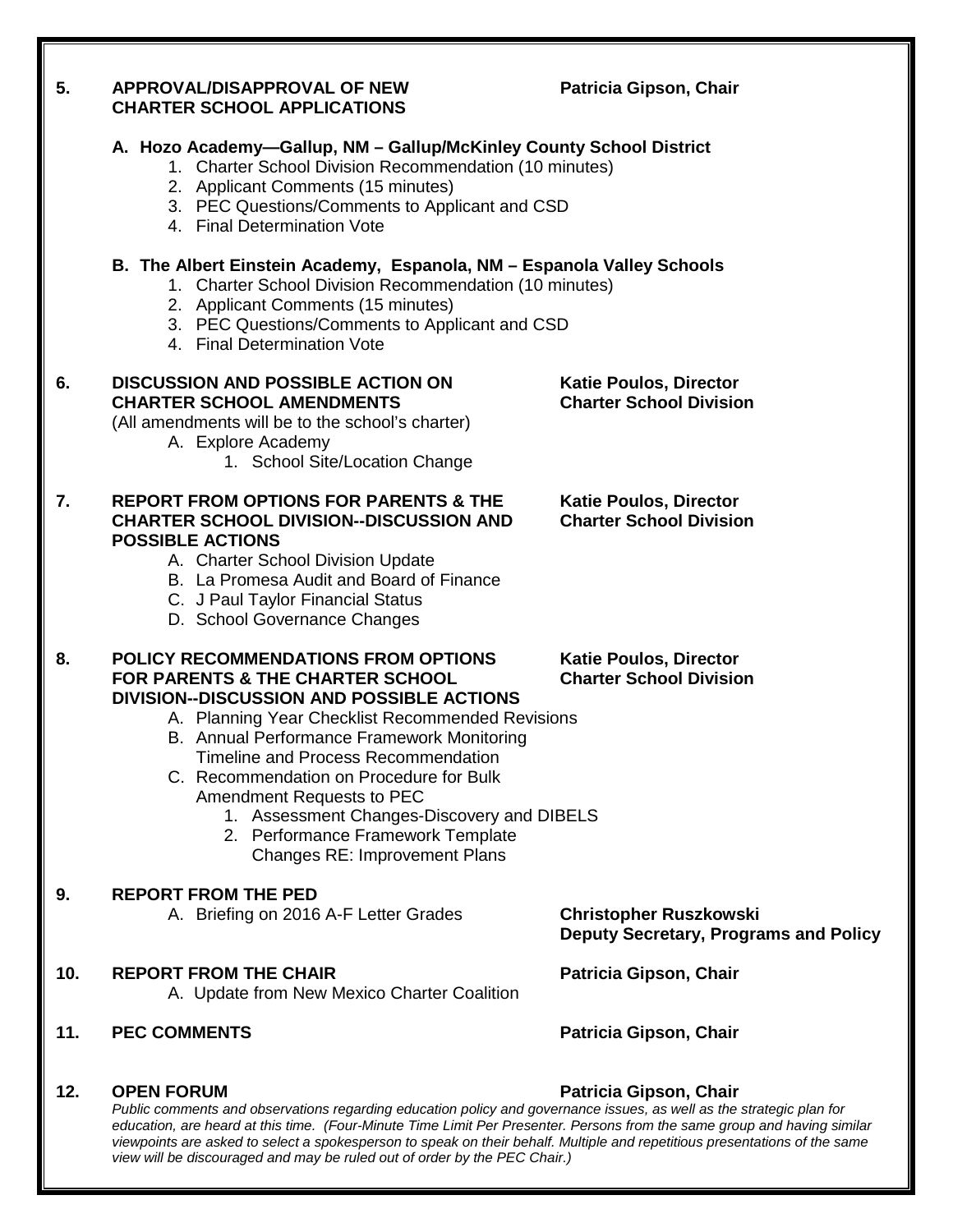**5. APPROVAL/DISAPPROVAL OF NEW CHARTER SCHOOL APPLICATIONS** — **Patricia Gipson, Chair**

**A. Hozo Academy—Gallup, NM – Gallup/McKinley County School District**

1. Charter School Division Recommendation (10 minutes)
2. Applicant Comments (15 minutes)
3. PEC Questions/Comments to Applicant and CSD
4. Final Determination Vote

**B. The Albert Einstein Academy, Espanola, NM – Espanola Valley Schools**

1. Charter School Division Recommendation (10 minutes)
2. Applicant Comments (15 minutes)
3. PEC Questions/Comments to Applicant and CSD
4. Final Determination Vote

**6. DISCUSSION AND POSSIBLE ACTION ON CHARTER SCHOOL AMENDMENTS** — **Katie Poulos, Director, Charter School Division**

(All amendments will be to the school's charter)

- A. Explore Academy
  1. School Site/Location Change

**7. REPORT FROM OPTIONS FOR PARENTS & THE CHARTER SCHOOL DIVISION--DISCUSSION AND POSSIBLE ACTIONS** — **Katie Poulos, Director, Charter School Division**

- A. Charter School Division Update
- B. La Promesa Audit and Board of Finance
- C. J Paul Taylor Financial Status
- D. School Governance Changes

**8. POLICY RECOMMENDATIONS FROM OPTIONS FOR PARENTS & THE CHARTER SCHOOL DIVISION--DISCUSSION AND POSSIBLE ACTIONS** — **Katie Poulos, Director, Charter School Division**

- A. Planning Year Checklist Recommended Revisions
- B. Annual Performance Framework Monitoring Timeline and Process Recommendation
- C. Recommendation on Procedure for Bulk Amendment Requests to PEC
  1. Assessment Changes-Discovery and DIBELS
  2. Performance Framework Template Changes RE: Improvement Plans

**9. REPORT FROM THE PED**

- A. Briefing on 2016 A-F Letter Grades — **Christopher Ruszkowski, Deputy Secretary, Programs and Policy**

**10. REPORT FROM THE CHAIR** — **Patricia Gipson, Chair**

- A. Update from New Mexico Charter Coalition

**11. PEC COMMENTS** — **Patricia Gipson, Chair**

**12. OPEN FORUM** — **Patricia Gipson, Chair**

*Public comments and observations regarding education policy and governance issues, as well as the strategic plan for education, are heard at this time. (Four-Minute Time Limit Per Presenter. Persons from the same group and having similar viewpoints are asked to select a spokesperson to speak on their behalf. Multiple and repetitious presentations of the same view will be discouraged and may be ruled out of order by the PEC Chair.)*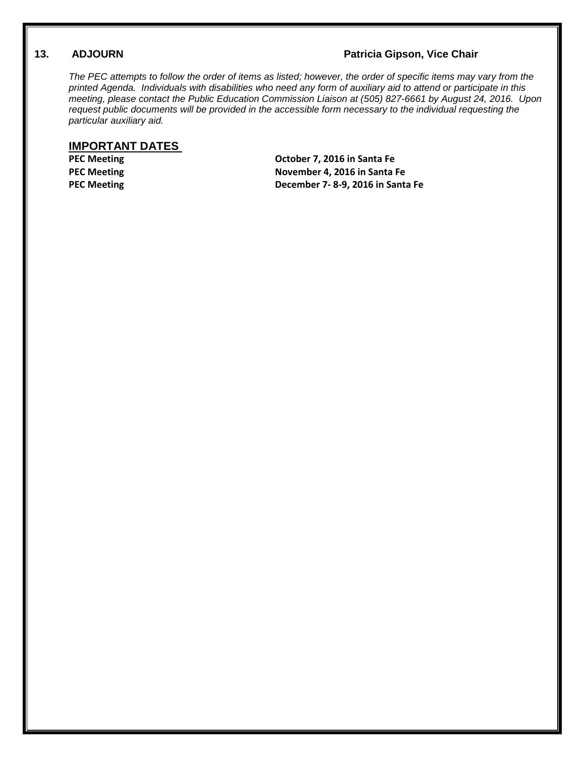**13. ADJOURN** **Patricia Gipson, Vice Chair**

*The PEC attempts to follow the order of items as listed; however, the order of specific items may vary from the printed Agenda. Individuals with disabilities who need any form of auxiliary aid to attend or participate in this meeting, please contact the Public Education Commission Liaison at (505) 827-6661 by August 24, 2016. Upon request public documents will be provided in the accessible form necessary to the individual requesting the particular auxiliary aid.*

## IMPORTANT DATES

| | |
|---|---|
| **PEC Meeting** | **October 7, 2016 in Santa Fe** |
| **PEC Meeting** | **November 4, 2016 in Santa Fe** |
| **PEC Meeting** | **December 7- 8-9, 2016 in Santa Fe** |